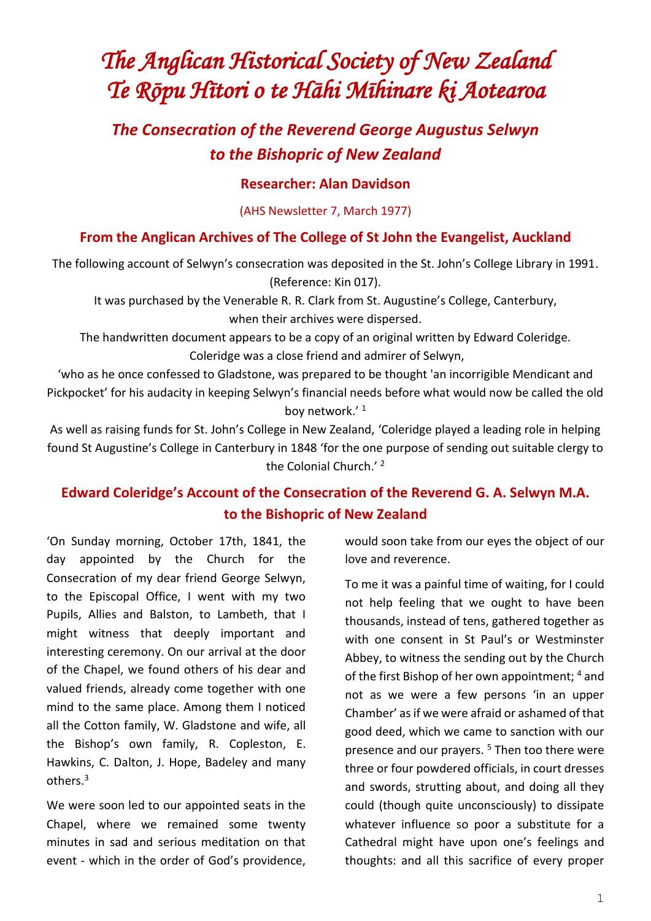# The Anglican Historical Society of New Zealand
# Te Rōpu Hītori o te Hāhi Mīhinare ki Aotearoa

## The Consecration of the Reverend George Augustus Selwyn to the Bishopric of New Zealand

### Researcher: Alan Davidson

(AHS Newsletter 7, March 1977)

### From the Anglican Archives of The College of St John the Evangelist, Auckland

The following account of Selwyn's consecration was deposited in the St. John's College Library in 1991. (Reference: Kin 017).

It was purchased by the Venerable R. R. Clark from St. Augustine's College, Canterbury, when their archives were dispersed.

The handwritten document appears to be a copy of an original written by Edward Coleridge. Coleridge was a close friend and admirer of Selwyn,

'who as he once confessed to Gladstone, was prepared to be thought 'an incorrigible Mendicant and Pickpocket' for his audacity in keeping Selwyn's financial needs before what would now be called the old boy network.' [1]

As well as raising funds for St. John's College in New Zealand, 'Coleridge played a leading role in helping found St Augustine's College in Canterbury in 1848 'for the one purpose of sending out suitable clergy to the Colonial Church.' [2]

### Edward Coleridge's Account of the Consecration of the Reverend G. A. Selwyn M.A. to the Bishopric of New Zealand

'On Sunday morning, October 17th, 1841, the day appointed by the Church for the Consecration of my dear friend George Selwyn, to the Episcopal Office, I went with my two Pupils, Allies and Balston, to Lambeth, that I might witness that deeply important and interesting ceremony. On our arrival at the door of the Chapel, we found others of his dear and valued friends, already come together with one mind to the same place. Among them I noticed all the Cotton family, W. Gladstone and wife, all the Bishop's own family, R. Copleston, E. Hawkins, C. Dalton, J. Hope, Badeley and many others.[3]

We were soon led to our appointed seats in the Chapel, where we remained some twenty minutes in sad and serious meditation on that event - which in the order of God's providence, would soon take from our eyes the object of our love and reverence.

To me it was a painful time of waiting, for I could not help feeling that we ought to have been thousands, instead of tens, gathered together as with one consent in St Paul's or Westminster Abbey, to witness the sending out by the Church of the first Bishop of her own appointment; [4] and not as we were a few persons 'in an upper Chamber' as if we were afraid or ashamed of that good deed, which we came to sanction with our presence and our prayers. [5] Then too there were three or four powdered officials, in court dresses and swords, strutting about, and doing all they could (though quite unconsciously) to dissipate whatever influence so poor a substitute for a Cathedral might have upon one's feelings and thoughts: and all this sacrifice of every proper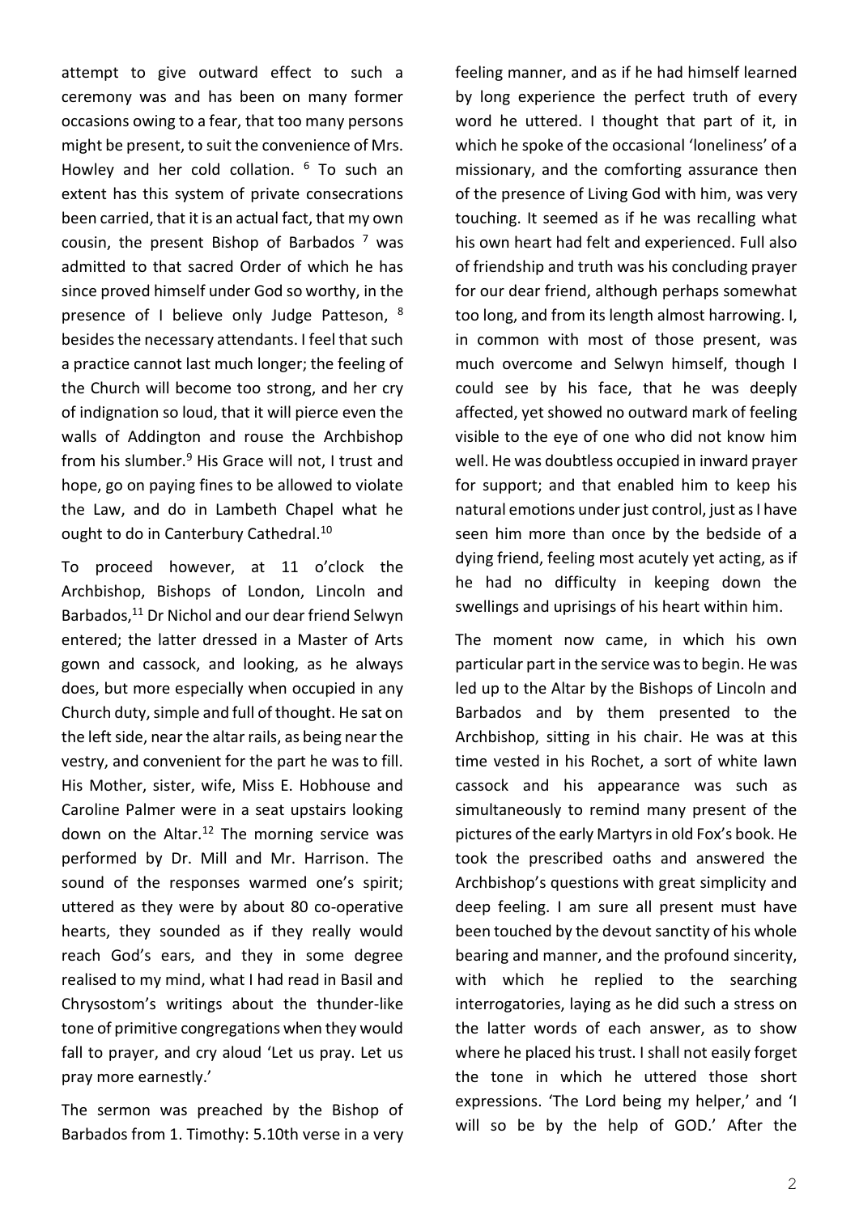attempt to give outward effect to such a ceremony was and has been on many former occasions owing to a fear, that too many persons might be present, to suit the convenience of Mrs. Howley and her cold collation. [6] To such an extent has this system of private consecrations been carried, that it is an actual fact, that my own cousin, the present Bishop of Barbados [7] was admitted to that sacred Order of which he has since proved himself under God so worthy, in the presence of I believe only Judge Patteson, [8] besides the necessary attendants. I feel that such a practice cannot last much longer; the feeling of the Church will become too strong, and her cry of indignation so loud, that it will pierce even the walls of Addington and rouse the Archbishop from his slumber.[9] His Grace will not, I trust and hope, go on paying fines to be allowed to violate the Law, and do in Lambeth Chapel what he ought to do in Canterbury Cathedral.[10]

To proceed however, at 11 o'clock the Archbishop, Bishops of London, Lincoln and Barbados,[11] Dr Nichol and our dear friend Selwyn entered; the latter dressed in a Master of Arts gown and cassock, and looking, as he always does, but more especially when occupied in any Church duty, simple and full of thought. He sat on the left side, near the altar rails, as being near the vestry, and convenient for the part he was to fill. His Mother, sister, wife, Miss E. Hobhouse and Caroline Palmer were in a seat upstairs looking down on the Altar.[12] The morning service was performed by Dr. Mill and Mr. Harrison. The sound of the responses warmed one's spirit; uttered as they were by about 80 co-operative hearts, they sounded as if they really would reach God's ears, and they in some degree realised to my mind, what I had read in Basil and Chrysostom's writings about the thunder-like tone of primitive congregations when they would fall to prayer, and cry aloud 'Let us pray. Let us pray more earnestly.'

The sermon was preached by the Bishop of Barbados from 1. Timothy: 5.10th verse in a very feeling manner, and as if he had himself learned by long experience the perfect truth of every word he uttered. I thought that part of it, in which he spoke of the occasional 'loneliness' of a missionary, and the comforting assurance then of the presence of Living God with him, was very touching. It seemed as if he was recalling what his own heart had felt and experienced. Full also of friendship and truth was his concluding prayer for our dear friend, although perhaps somewhat too long, and from its length almost harrowing. I, in common with most of those present, was much overcome and Selwyn himself, though I could see by his face, that he was deeply affected, yet showed no outward mark of feeling visible to the eye of one who did not know him well. He was doubtless occupied in inward prayer for support; and that enabled him to keep his natural emotions under just control, just as I have seen him more than once by the bedside of a dying friend, feeling most acutely yet acting, as if he had no difficulty in keeping down the swellings and uprisings of his heart within him.

The moment now came, in which his own particular part in the service was to begin. He was led up to the Altar by the Bishops of Lincoln and Barbados and by them presented to the Archbishop, sitting in his chair. He was at this time vested in his Rochet, a sort of white lawn cassock and his appearance was such as simultaneously to remind many present of the pictures of the early Martyrs in old Fox's book. He took the prescribed oaths and answered the Archbishop's questions with great simplicity and deep feeling. I am sure all present must have been touched by the devout sanctity of his whole bearing and manner, and the profound sincerity, with which he replied to the searching interrogatories, laying as he did such a stress on the latter words of each answer, as to show where he placed his trust. I shall not easily forget the tone in which he uttered those short expressions. 'The Lord being my helper,' and 'I will so be by the help of GOD.' After the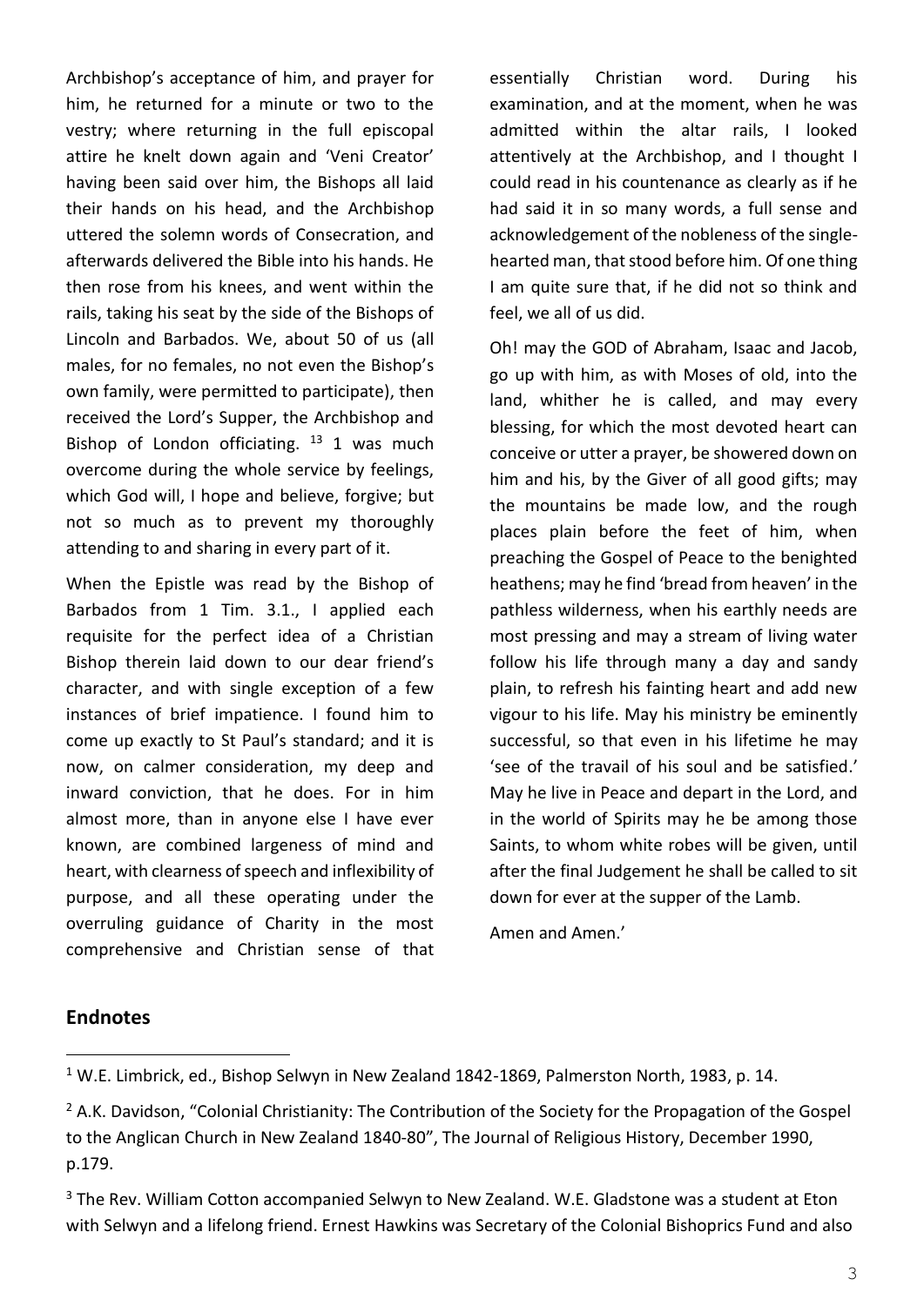Archbishop's acceptance of him, and prayer for him, he returned for a minute or two to the vestry; where returning in the full episcopal attire he knelt down again and 'Veni Creator' having been said over him, the Bishops all laid their hands on his head, and the Archbishop uttered the solemn words of Consecration, and afterwards delivered the Bible into his hands. He then rose from his knees, and went within the rails, taking his seat by the side of the Bishops of Lincoln and Barbados. We, about 50 of us (all males, for no females, no not even the Bishop's own family, were permitted to participate), then received the Lord's Supper, the Archbishop and Bishop of London officiating. [13] 1 was much overcome during the whole service by feelings, which God will, I hope and believe, forgive; but not so much as to prevent my thoroughly attending to and sharing in every part of it.

When the Epistle was read by the Bishop of Barbados from 1 Tim. 3.1., I applied each requisite for the perfect idea of a Christian Bishop therein laid down to our dear friend's character, and with single exception of a few instances of brief impatience. I found him to come up exactly to St Paul's standard; and it is now, on calmer consideration, my deep and inward conviction, that he does. For in him almost more, than in anyone else I have ever known, are combined largeness of mind and heart, with clearness of speech and inflexibility of purpose, and all these operating under the overruling guidance of Charity in the most comprehensive and Christian sense of that essentially Christian word. During his examination, and at the moment, when he was admitted within the altar rails, I looked attentively at the Archbishop, and I thought I could read in his countenance as clearly as if he had said it in so many words, a full sense and acknowledgement of the nobleness of the single-hearted man, that stood before him. Of one thing I am quite sure that, if he did not so think and feel, we all of us did.

Oh! may the GOD of Abraham, Isaac and Jacob, go up with him, as with Moses of old, into the land, whither he is called, and may every blessing, for which the most devoted heart can conceive or utter a prayer, be showered down on him and his, by the Giver of all good gifts; may the mountains be made low, and the rough places plain before the feet of him, when preaching the Gospel of Peace to the benighted heathens; may he find 'bread from heaven' in the pathless wilderness, when his earthly needs are most pressing and may a stream of living water follow his life through many a day and sandy plain, to refresh his fainting heart and add new vigour to his life. May his ministry be eminently successful, so that even in his lifetime he may 'see of the travail of his soul and be satisfied.' May he live in Peace and depart in the Lord, and in the world of Spirits may he be among those Saints, to whom white robes will be given, until after the final Judgement he shall be called to sit down for ever at the supper of the Lamb.

Amen and Amen.'

## Endnotes

[1] W.E. Limbrick, ed., Bishop Selwyn in New Zealand 1842-1869, Palmerston North, 1983, p. 14.

[2] A.K. Davidson, "Colonial Christianity: The Contribution of the Society for the Propagation of the Gospel to the Anglican Church in New Zealand 1840-80", The Journal of Religious History, December 1990, p.179.

[3] The Rev. William Cotton accompanied Selwyn to New Zealand. W.E. Gladstone was a student at Eton with Selwyn and a lifelong friend. Ernest Hawkins was Secretary of the Colonial Bishoprics Fund and also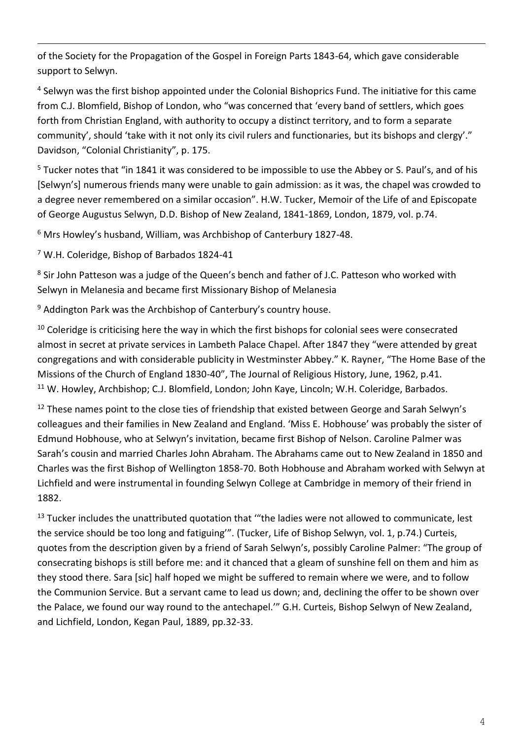of the Society for the Propagation of the Gospel in Foreign Parts 1843-64, which gave considerable support to Selwyn.

[4] Selwyn was the first bishop appointed under the Colonial Bishoprics Fund. The initiative for this came from C.J. Blomfield, Bishop of London, who "was concerned that 'every band of settlers, which goes forth from Christian England, with authority to occupy a distinct territory, and to form a separate community', should 'take with it not only its civil rulers and functionaries, but its bishops and clergy'." Davidson, "Colonial Christianity", p. 175.

[5] Tucker notes that "in 1841 it was considered to be impossible to use the Abbey or S. Paul's, and of his [Selwyn's] numerous friends many were unable to gain admission: as it was, the chapel was crowded to a degree never remembered on a similar occasion". H.W. Tucker, Memoir of the Life of and Episcopate of George Augustus Selwyn, D.D. Bishop of New Zealand, 1841-1869, London, 1879, vol. p.74.

[6] Mrs Howley's husband, William, was Archbishop of Canterbury 1827-48.

[7] W.H. Coleridge, Bishop of Barbados 1824-41

[8] Sir John Patteson was a judge of the Queen's bench and father of J.C. Patteson who worked with Selwyn in Melanesia and became first Missionary Bishop of Melanesia

[9] Addington Park was the Archbishop of Canterbury's country house.

[10] Coleridge is criticising here the way in which the first bishops for colonial sees were consecrated almost in secret at private services in Lambeth Palace Chapel. After 1847 they "were attended by great congregations and with considerable publicity in Westminster Abbey." K. Rayner, "The Home Base of the Missions of the Church of England 1830-40", The Journal of Religious History, June, 1962, p.41.

[11] W. Howley, Archbishop; C.J. Blomfield, London; John Kaye, Lincoln; W.H. Coleridge, Barbados.

[12] These names point to the close ties of friendship that existed between George and Sarah Selwyn's colleagues and their families in New Zealand and England. 'Miss E. Hobhouse' was probably the sister of Edmund Hobhouse, who at Selwyn's invitation, became first Bishop of Nelson. Caroline Palmer was Sarah's cousin and married Charles John Abraham. The Abrahams came out to New Zealand in 1850 and Charles was the first Bishop of Wellington 1858-70. Both Hobhouse and Abraham worked with Selwyn at Lichfield and were instrumental in founding Selwyn College at Cambridge in memory of their friend in 1882.

[13] Tucker includes the unattributed quotation that '"the ladies were not allowed to communicate, lest the service should be too long and fatiguing"'. (Tucker, Life of Bishop Selwyn, vol. 1, p.74.) Curteis, quotes from the description given by a friend of Sarah Selwyn's, possibly Caroline Palmer: "The group of consecrating bishops is still before me: and it chanced that a gleam of sunshine fell on them and him as they stood there. Sara [sic] half hoped we might be suffered to remain where we were, and to follow the Communion Service. But a servant came to lead us down; and, declining the offer to be shown over the Palace, we found our way round to the antechapel.'" G.H. Curteis, Bishop Selwyn of New Zealand, and Lichfield, London, Kegan Paul, 1889, pp.32-33.